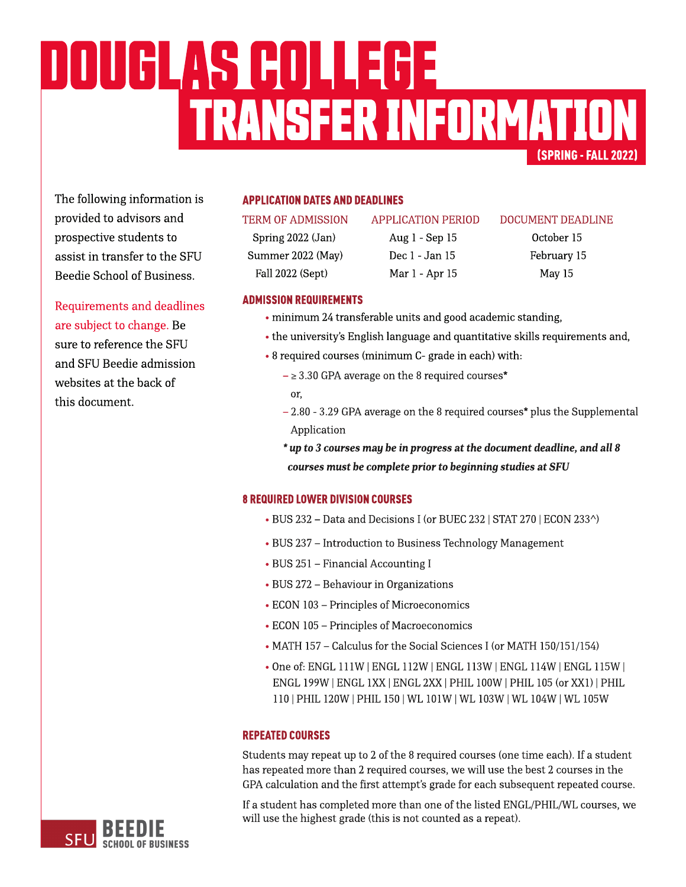# DOUGLAS COLLEGE TRANSFER INFORMATION

(SPRING - FALL 2022)

The following information is provided to advisors and prospective students to assist in transfer to the SFU Beedie School of Business.

Requirements and deadlines are subject to change. Be sure to reference the SFU and SFU Beedie admission websites at the back of this document.

## APPLICATION DATES AND DEADLINES

| TERM OF ADMISSION | APPLICATION PERIOD | DOCUMENT DEADLINE |
| --- | --- | --- |
| Spring 2022 (Jan) | Aug 1 - Sep 15 | October 15 |
| Summer 2022 (May) | Dec 1 - Jan 15 | February 15 |
| Fall 2022 (Sept) | Mar 1 - Apr 15 | May 15 |

## ADMISSION REQUIREMENTS

- minimum 24 transferable units and good academic standing,
- the university's English language and quantitative skills requirements and,
- 8 required courses (minimum C- grade in each) with:
  - ≥ 3.30 GPA average on the 8 required courses*

    or,
  - 2.80 - 3.29 GPA average on the 8 required courses* plus the Supplemental Application

  ***\* up to 3 courses may be in progress at the document deadline, and all 8 courses must be complete prior to beginning studies at SFU***

## 8 REQUIRED LOWER DIVISION COURSES

- BUS 232 – Data and Decisions I (or BUEC 232 | STAT 270 | ECON 233^)
- BUS 237 – Introduction to Business Technology Management
- BUS 251 – Financial Accounting I
- BUS 272 – Behaviour in Organizations
- ECON 103 – Principles of Microeconomics
- ECON 105 – Principles of Macroeconomics
- MATH 157 – Calculus for the Social Sciences I (or MATH 150/151/154)
- One of: ENGL 111W | ENGL 112W | ENGL 113W | ENGL 114W | ENGL 115W | ENGL 199W | ENGL 1XX | ENGL 2XX | PHIL 100W | PHIL 105 (or XX1) | PHIL 110 | PHIL 120W | PHIL 150 | WL 101W | WL 103W | WL 104W | WL 105W

## REPEATED COURSES

Students may repeat up to 2 of the 8 required courses (one time each). If a student has repeated more than 2 required courses, we will use the best 2 courses in the GPA calculation and the first attempt's grade for each subsequent repeated course.

If a student has completed more than one of the listed ENGL/PHIL/WL courses, we will use the highest grade (this is not counted as a repeat).

SFU BEEDIE SCHOOL OF BUSINESS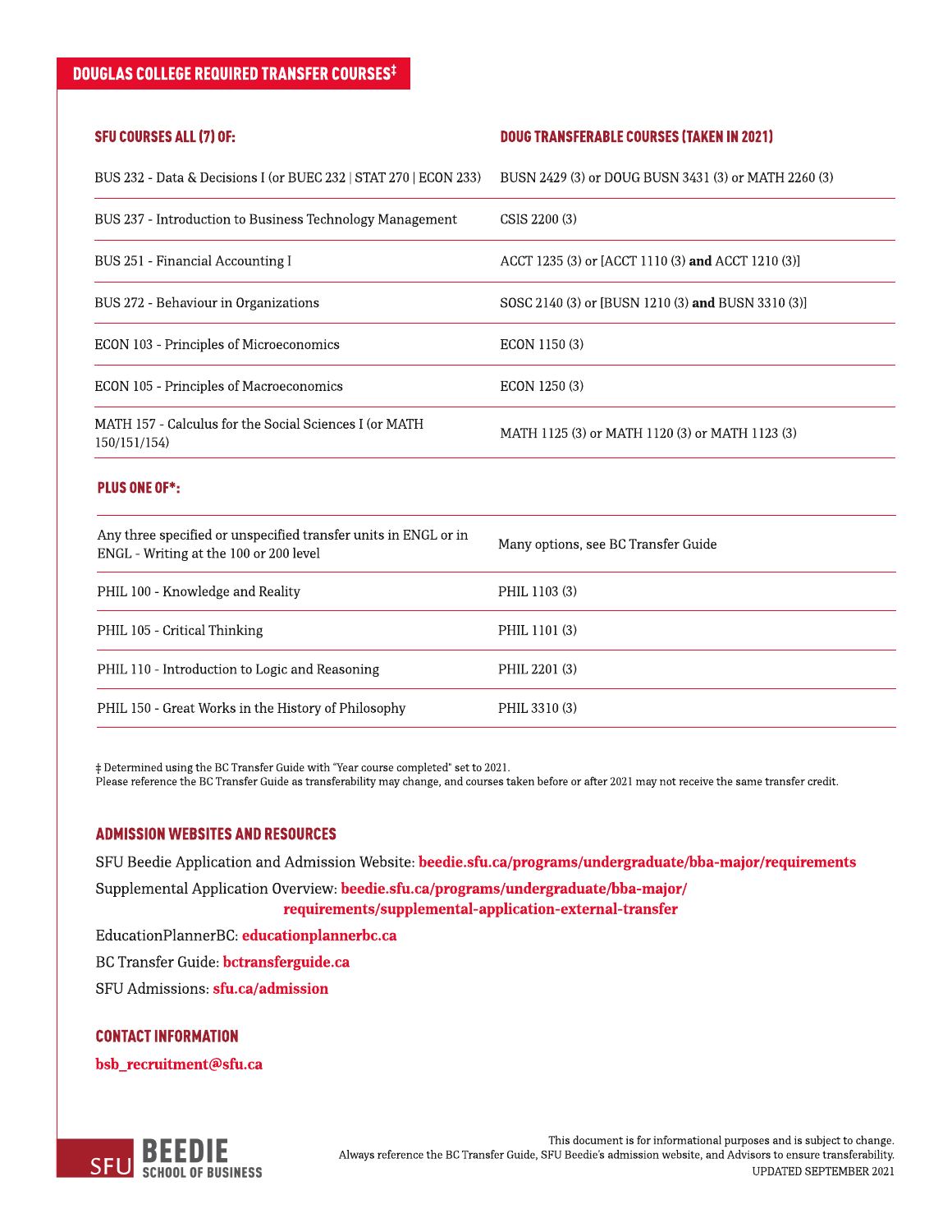## DOUGLAS COLLEGE REQUIRED TRANSFER COURSES‡

| SFU COURSES ALL (7) OF: | DOUG TRANSFERABLE COURSES (TAKEN IN 2021) |
|---|---|
| BUS 232 - Data & Decisions I (or BUEC 232 \| STAT 270 \| ECON 233) | BUSN 2429 (3) or DOUG BUSN 3431 (3) or MATH 2260 (3) |
| BUS 237 - Introduction to Business Technology Management | CSIS 2200 (3) |
| BUS 251 - Financial Accounting I | ACCT 1235 (3) or [ACCT 1110 (3) **and** ACCT 1210 (3)] |
| BUS 272 - Behaviour in Organizations | SOSC 2140 (3) or [BUSN 1210 (3) **and** BUSN 3310 (3)] |
| ECON 103 - Principles of Microeconomics | ECON 1150 (3) |
| ECON 105 - Principles of Macroeconomics | ECON 1250 (3) |
| MATH 157 - Calculus for the Social Sciences I (or MATH 150/151/154) | MATH 1125 (3) or MATH 1120 (3) or MATH 1123 (3) |

### PLUS ONE OF*:

| | |
|---|---|
| Any three specified or unspecified transfer units in ENGL or in ENGL - Writing at the 100 or 200 level | Many options, see BC Transfer Guide |
| PHIL 100 - Knowledge and Reality | PHIL 1103 (3) |
| PHIL 105 - Critical Thinking | PHIL 1101 (3) |
| PHIL 110 - Introduction to Logic and Reasoning | PHIL 2201 (3) |
| PHIL 150 - Great Works in the History of Philosophy | PHIL 3310 (3) |

‡ Determined using the BC Transfer Guide with "Year course completed" set to 2021.
Please reference the BC Transfer Guide as transferability may change, and courses taken before or after 2021 may not receive the same transfer credit.

### ADMISSION WEBSITES AND RESOURCES

SFU Beedie Application and Admission Website: **beedie.sfu.ca/programs/undergraduate/bba-major/requirements**

Supplemental Application Overview: **beedie.sfu.ca/programs/undergraduate/bba-major/requirements/supplemental-application-external-transfer**

EducationPlannerBC: **educationplannerbc.ca**

BC Transfer Guide: **bctransferguide.ca**

SFU Admissions: **sfu.ca/admission**

### CONTACT INFORMATION

**bsb_recruitment@sfu.ca**

SFU BEEDIE SCHOOL OF BUSINESS

This document is for informational purposes and is subject to change.
Always reference the BC Transfer Guide, SFU Beedie's admission website, and Advisors to ensure transferability.
UPDATED SEPTEMBER 2021